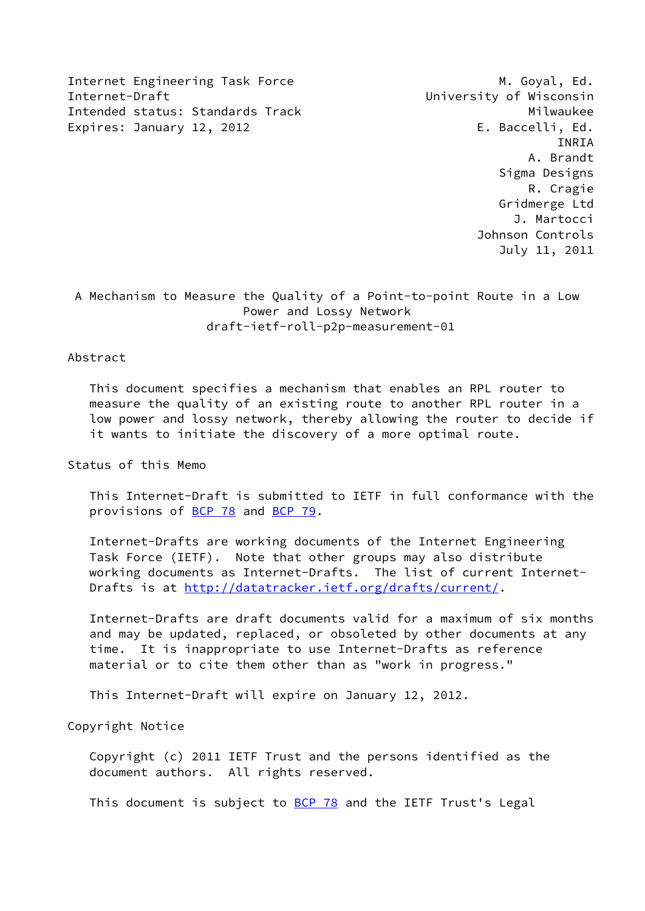Internet Engineering Task Force M. Goyal, Ed.
Internet-Draft University of Wisconsin Milwaukee
Intended status: Standards Track
Expires: January 12, 2012

E. Baccelli, Ed.
INRIA
A. Brandt
Sigma Designs
R. Cragie
Gridmerge Ltd
J. Martocci
Johnson Controls
July 11, 2011

# A Mechanism to Measure the Quality of a Point-to-point Route in a Low Power and Lossy Network
draft-ietf-roll-p2p-measurement-01

## Abstract

This document specifies a mechanism that enables an RPL router to measure the quality of an existing route to another RPL router in a low power and lossy network, thereby allowing the router to decide if it wants to initiate the discovery of a more optimal route.

## Status of this Memo

This Internet-Draft is submitted to IETF in full conformance with the provisions of BCP 78 and BCP 79.

Internet-Drafts are working documents of the Internet Engineering Task Force (IETF). Note that other groups may also distribute working documents as Internet-Drafts. The list of current Internet-Drafts is at http://datatracker.ietf.org/drafts/current/.

Internet-Drafts are draft documents valid for a maximum of six months and may be updated, replaced, or obsoleted by other documents at any time. It is inappropriate to use Internet-Drafts as reference material or to cite them other than as "work in progress."

This Internet-Draft will expire on January 12, 2012.

## Copyright Notice

Copyright (c) 2011 IETF Trust and the persons identified as the document authors. All rights reserved.

This document is subject to BCP 78 and the IETF Trust's Legal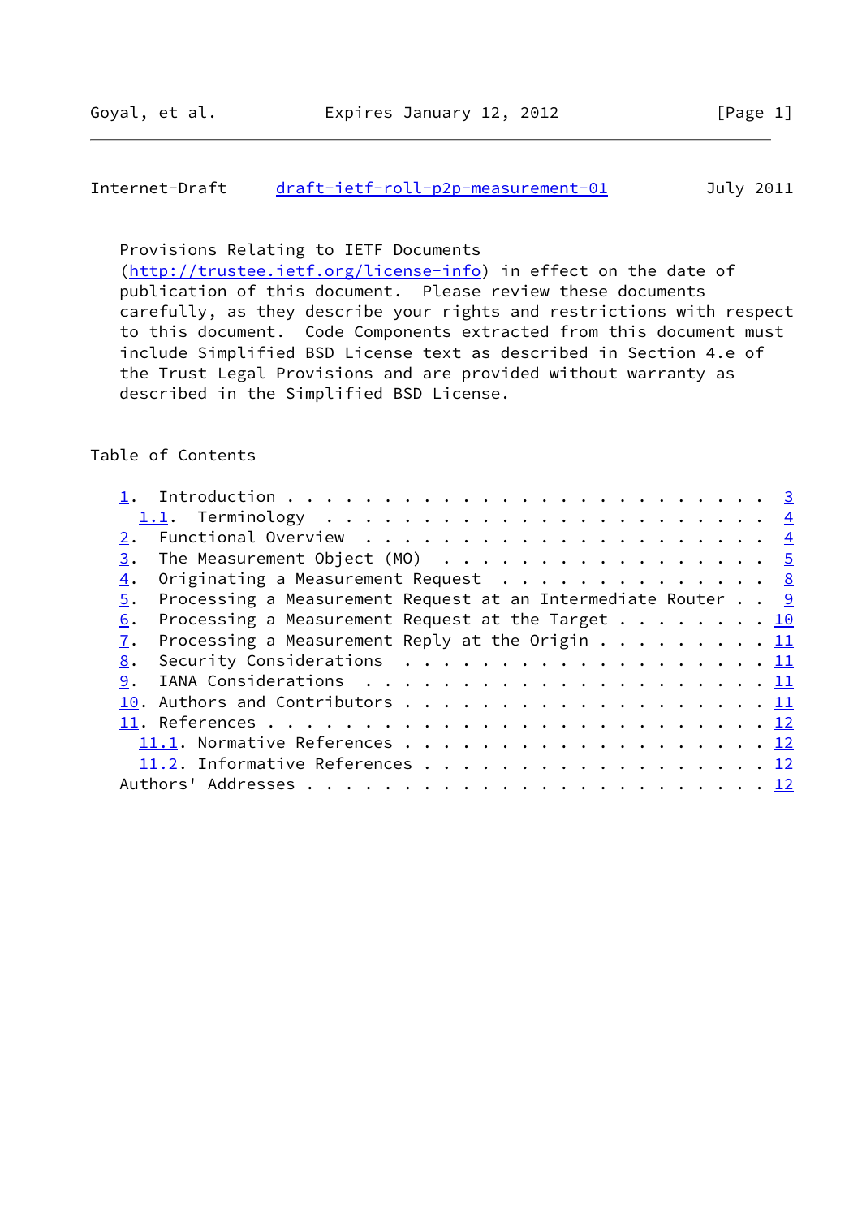Provisions Relating to IETF Documents (http://trustee.ietf.org/license-info) in effect on the date of publication of this document. Please review these documents carefully, as they describe your rights and restrictions with respect to this document. Code Components extracted from this document must include Simplified BSD License text as described in Section 4.e of the Trust Legal Provisions and are provided without warranty as described in the Simplified BSD License.

Table of Contents

- 1. Introduction . . . . . . . . . . . . . . . . . . . . . . . . 3
  - 1.1. Terminology . . . . . . . . . . . . . . . . . . . . . . 4
- 2. Functional Overview . . . . . . . . . . . . . . . . . . . . 4
- 3. The Measurement Object (MO) . . . . . . . . . . . . . . . . 5
- 4. Originating a Measurement Request . . . . . . . . . . . . . 8
- 5. Processing a Measurement Request at an Intermediate Router . . 9
- 6. Processing a Measurement Request at the Target . . . . . . . . 10
- 7. Processing a Measurement Reply at the Origin . . . . . . . . . 11
- 8. Security Considerations . . . . . . . . . . . . . . . . . . 11
- 9. IANA Considerations . . . . . . . . . . . . . . . . . . . . 11
- 10. Authors and Contributors . . . . . . . . . . . . . . . . . . 11
- 11. References . . . . . . . . . . . . . . . . . . . . . . . . 12
  - 11.1. Normative References . . . . . . . . . . . . . . . . . . 12
  - 11.2. Informative References . . . . . . . . . . . . . . . . . 12
- Authors' Addresses . . . . . . . . . . . . . . . . . . . . . . 12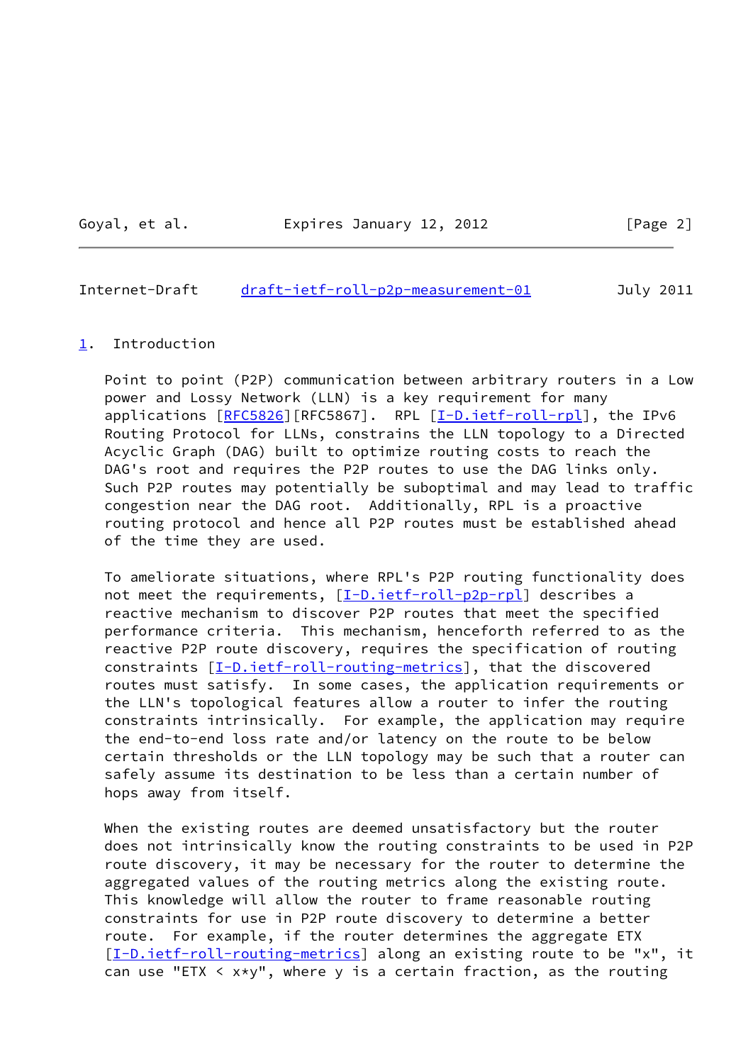## 1. Introduction

Point to point (P2P) communication between arbitrary routers in a Low power and Lossy Network (LLN) is a key requirement for many applications [RFC5826][RFC5867]. RPL [I-D.ietf-roll-rpl], the IPv6 Routing Protocol for LLNs, constrains the LLN topology to a Directed Acyclic Graph (DAG) built to optimize routing costs to reach the DAG's root and requires the P2P routes to use the DAG links only. Such P2P routes may potentially be suboptimal and may lead to traffic congestion near the DAG root. Additionally, RPL is a proactive routing protocol and hence all P2P routes must be established ahead of the time they are used.

To ameliorate situations, where RPL's P2P routing functionality does not meet the requirements, [I-D.ietf-roll-p2p-rpl] describes a reactive mechanism to discover P2P routes that meet the specified performance criteria. This mechanism, henceforth referred to as the reactive P2P route discovery, requires the specification of routing constraints [I-D.ietf-roll-routing-metrics], that the discovered routes must satisfy. In some cases, the application requirements or the LLN's topological features allow a router to infer the routing constraints intrinsically. For example, the application may require the end-to-end loss rate and/or latency on the route to be below certain thresholds or the LLN topology may be such that a router can safely assume its destination to be less than a certain number of hops away from itself.

When the existing routes are deemed unsatisfactory but the router does not intrinsically know the routing constraints to be used in P2P route discovery, it may be necessary for the router to determine the aggregated values of the routing metrics along the existing route. This knowledge will allow the router to frame reasonable routing constraints for use in P2P route discovery to determine a better route. For example, if the router determines the aggregate ETX [I-D.ietf-roll-routing-metrics] along an existing route to be "x", it can use "ETX < x*y", where y is a certain fraction, as the routing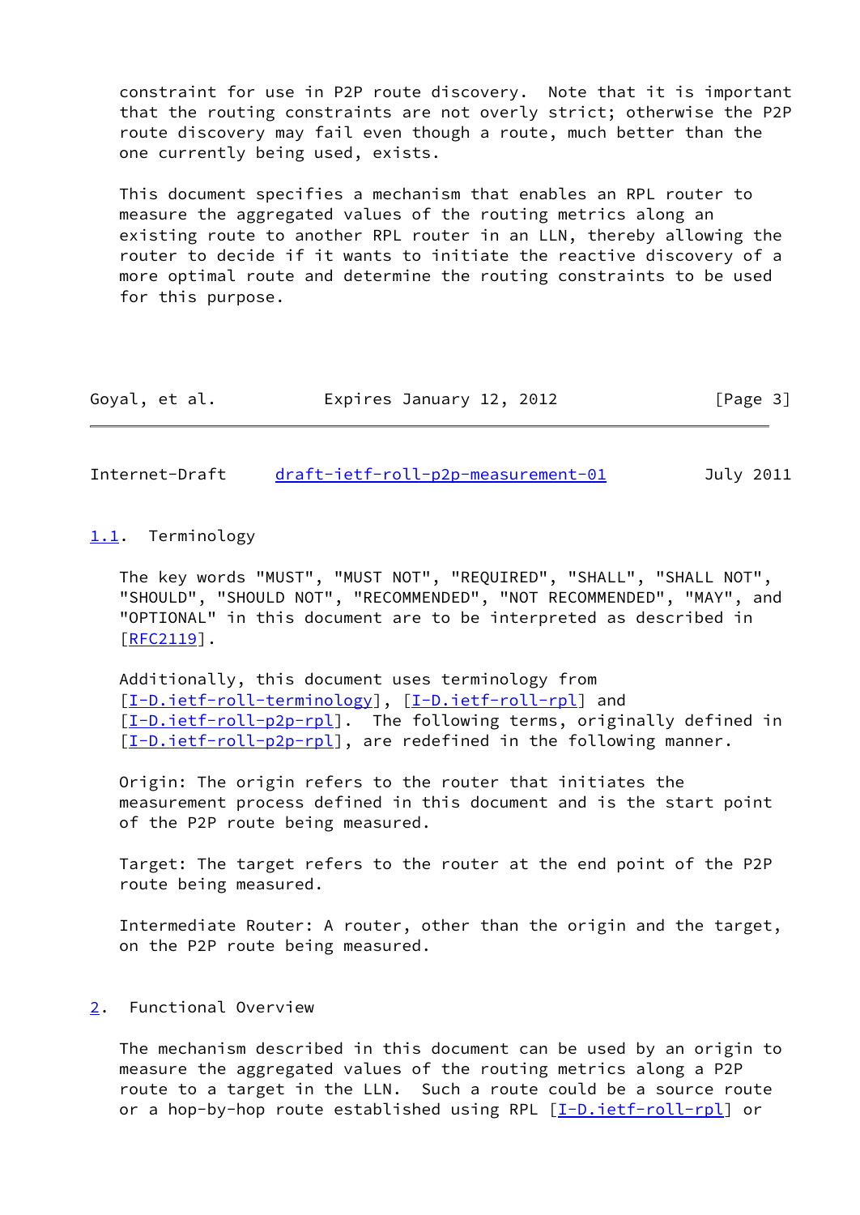constraint for use in P2P route discovery. Note that it is important that the routing constraints are not overly strict; otherwise the P2P route discovery may fail even though a route, much better than the one currently being used, exists.

This document specifies a mechanism that enables an RPL router to measure the aggregated values of the routing metrics along an existing route to another RPL router in an LLN, thereby allowing the router to decide if it wants to initiate the reactive discovery of a more optimal route and determine the routing constraints to be used for this purpose.

### 1.1. Terminology

The key words "MUST", "MUST NOT", "REQUIRED", "SHALL", "SHALL NOT", "SHOULD", "SHOULD NOT", "RECOMMENDED", "NOT RECOMMENDED", "MAY", and "OPTIONAL" in this document are to be interpreted as described in [RFC2119].

Additionally, this document uses terminology from [I-D.ietf-roll-terminology], [I-D.ietf-roll-rpl] and [I-D.ietf-roll-p2p-rpl]. The following terms, originally defined in [I-D.ietf-roll-p2p-rpl], are redefined in the following manner.

Origin: The origin refers to the router that initiates the measurement process defined in this document and is the start point of the P2P route being measured.

Target: The target refers to the router at the end point of the P2P route being measured.

Intermediate Router: A router, other than the origin and the target, on the P2P route being measured.

## 2. Functional Overview

The mechanism described in this document can be used by an origin to measure the aggregated values of the routing metrics along a P2P route to a target in the LLN. Such a route could be a source route or a hop-by-hop route established using RPL [I-D.ietf-roll-rpl] or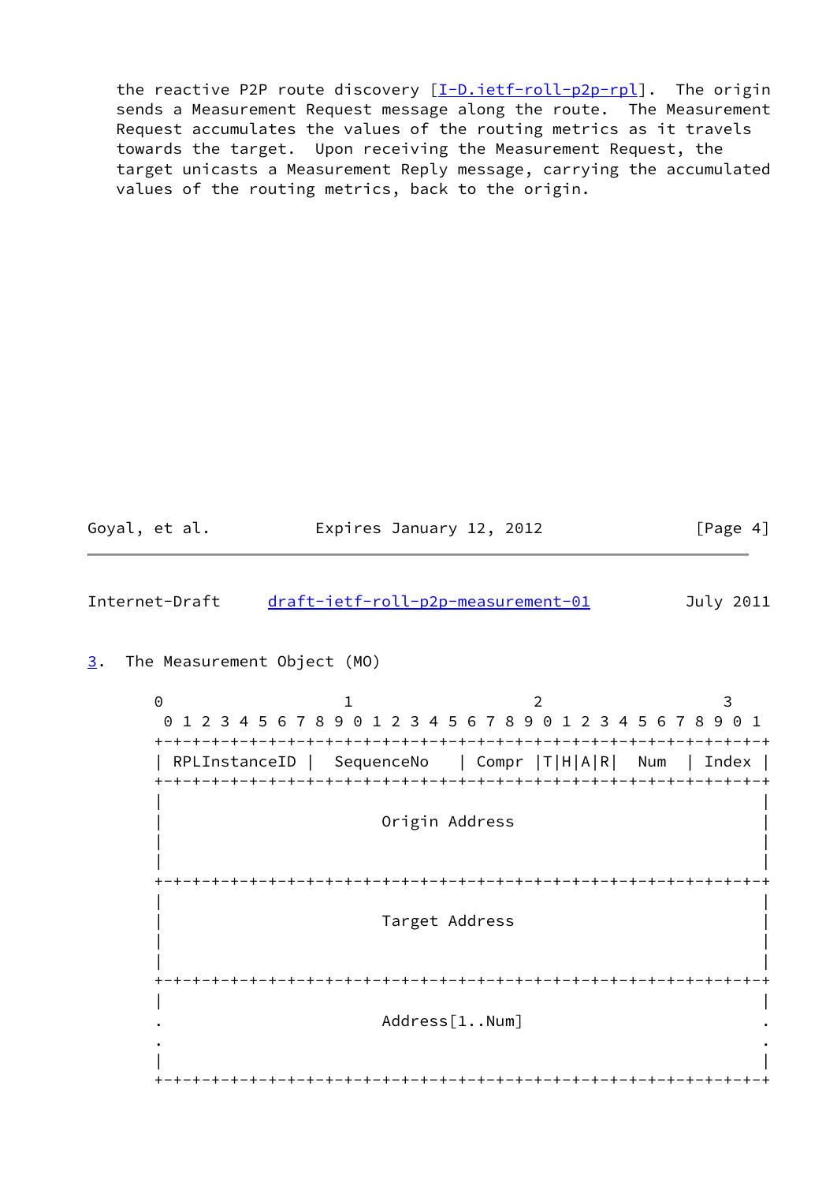the reactive P2P route discovery [I-D.ietf-roll-p2p-rpl]. The origin sends a Measurement Request message along the route. The Measurement Request accumulates the values of the routing metrics as it travels towards the target. Upon receiving the Measurement Request, the target unicasts a Measurement Reply message, carrying the accumulated values of the routing metrics, back to the origin.

## 3. The Measurement Object (MO)

```
 0                   1                   2                   3
 0 1 2 3 4 5 6 7 8 9 0 1 2 3 4 5 6 7 8 9 0 1 2 3 4 5 6 7 8 9 0 1
+-+-+-+-+-+-+-+-+-+-+-+-+-+-+-+-+-+-+-+-+-+-+-+-+-+-+-+-+-+-+-+-+
| RPLInstanceID |  SequenceNo   | Compr |T|H|A|R|  Num  | Index |
+-+-+-+-+-+-+-+-+-+-+-+-+-+-+-+-+-+-+-+-+-+-+-+-+-+-+-+-+-+-+-+-+
|                                                               |
|                        Origin Address                         |
|                                                               |
|                                                               |
+-+-+-+-+-+-+-+-+-+-+-+-+-+-+-+-+-+-+-+-+-+-+-+-+-+-+-+-+-+-+-+-+
|                                                               |
|                        Target Address                         |
|                                                               |
|                                                               |
+-+-+-+-+-+-+-+-+-+-+-+-+-+-+-+-+-+-+-+-+-+-+-+-+-+-+-+-+-+-+-+-+
|                                                               |
.                        Address[1..Num]                        .
.                                                               .
|                                                               |
+-+-+-+-+-+-+-+-+-+-+-+-+-+-+-+-+-+-+-+-+-+-+-+-+-+-+-+-+-+-+-+-+
```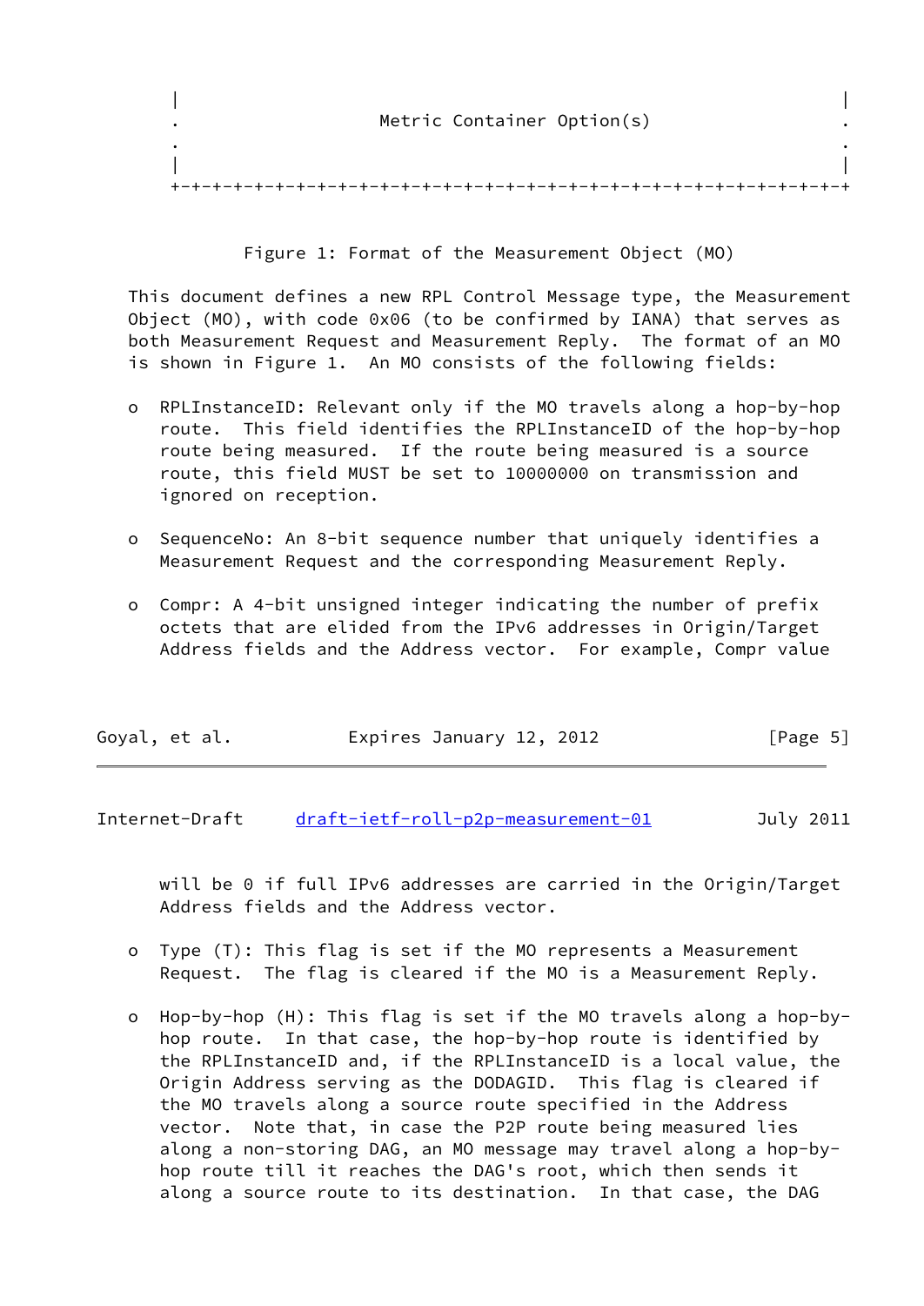```
|                                                               |
.                   Metric Container Option(s)                  .
.                                                               .
|                                                               |
+-+-+-+-+-+-+-+-+-+-+-+-+-+-+-+-+-+-+-+-+-+-+-+-+-+-+-+-+-+-+-+-+
```

Figure 1: Format of the Measurement Object (MO)

This document defines a new RPL Control Message type, the Measurement Object (MO), with code 0x06 (to be confirmed by IANA) that serves as both Measurement Request and Measurement Reply. The format of an MO is shown in Figure 1. An MO consists of the following fields:

- RPLInstanceID: Relevant only if the MO travels along a hop-by-hop route. This field identifies the RPLInstanceID of the hop-by-hop route being measured. If the route being measured is a source route, this field MUST be set to 10000000 on transmission and ignored on reception.
- SequenceNo: An 8-bit sequence number that uniquely identifies a Measurement Request and the corresponding Measurement Reply.
- Compr: A 4-bit unsigned integer indicating the number of prefix octets that are elided from the IPv6 addresses in Origin/Target Address fields and the Address vector. For example, Compr value will be 0 if full IPv6 addresses are carried in the Origin/Target Address fields and the Address vector.
- Type (T): This flag is set if the MO represents a Measurement Request. The flag is cleared if the MO is a Measurement Reply.
- Hop-by-hop (H): This flag is set if the MO travels along a hop-by-hop route. In that case, the hop-by-hop route is identified by the RPLInstanceID and, if the RPLInstanceID is a local value, the Origin Address serving as the DODAGID. This flag is cleared if the MO travels along a source route specified in the Address vector. Note that, in case the P2P route being measured lies along a non-storing DAG, an MO message may travel along a hop-by-hop route till it reaches the DAG's root, which then sends it along a source route to its destination. In that case, the DAG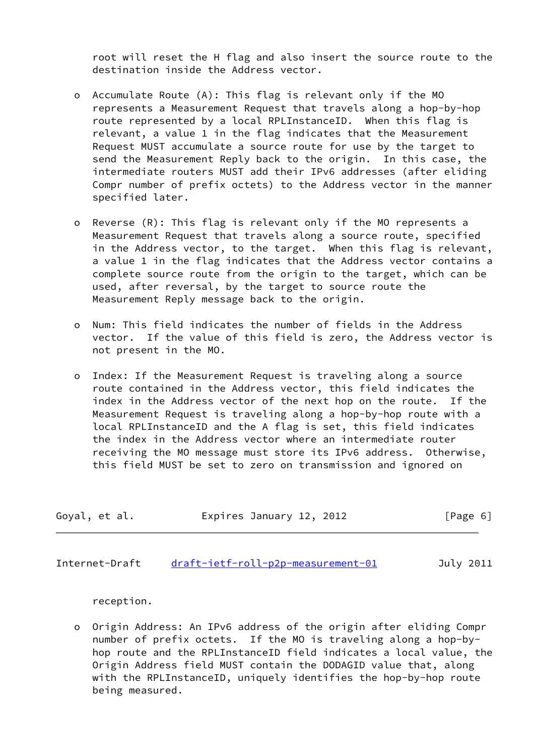root will reset the H flag and also insert the source route to the destination inside the Address vector.

- Accumulate Route (A): This flag is relevant only if the MO represents a Measurement Request that travels along a hop-by-hop route represented by a local RPLInstanceID. When this flag is relevant, a value 1 in the flag indicates that the Measurement Request MUST accumulate a source route for use by the target to send the Measurement Reply back to the origin. In this case, the intermediate routers MUST add their IPv6 addresses (after eliding Compr number of prefix octets) to the Address vector in the manner specified later.

- Reverse (R): This flag is relevant only if the MO represents a Measurement Request that travels along a source route, specified in the Address vector, to the target. When this flag is relevant, a value 1 in the flag indicates that the Address vector contains a complete source route from the origin to the target, which can be used, after reversal, by the target to source route the Measurement Reply message back to the origin.

- Num: This field indicates the number of fields in the Address vector. If the value of this field is zero, the Address vector is not present in the MO.

- Index: If the Measurement Request is traveling along a source route contained in the Address vector, this field indicates the index in the Address vector of the next hop on the route. If the Measurement Request is traveling along a hop-by-hop route with a local RPLInstanceID and the A flag is set, this field indicates the index in the Address vector where an intermediate router receiving the MO message must store its IPv6 address. Otherwise, this field MUST be set to zero on transmission and ignored on reception.

- Origin Address: An IPv6 address of the origin after eliding Compr number of prefix octets. If the MO is traveling along a hop-by-hop route and the RPLInstanceID field indicates a local value, the Origin Address field MUST contain the DODAGID value that, along with the RPLInstanceID, uniquely identifies the hop-by-hop route being measured.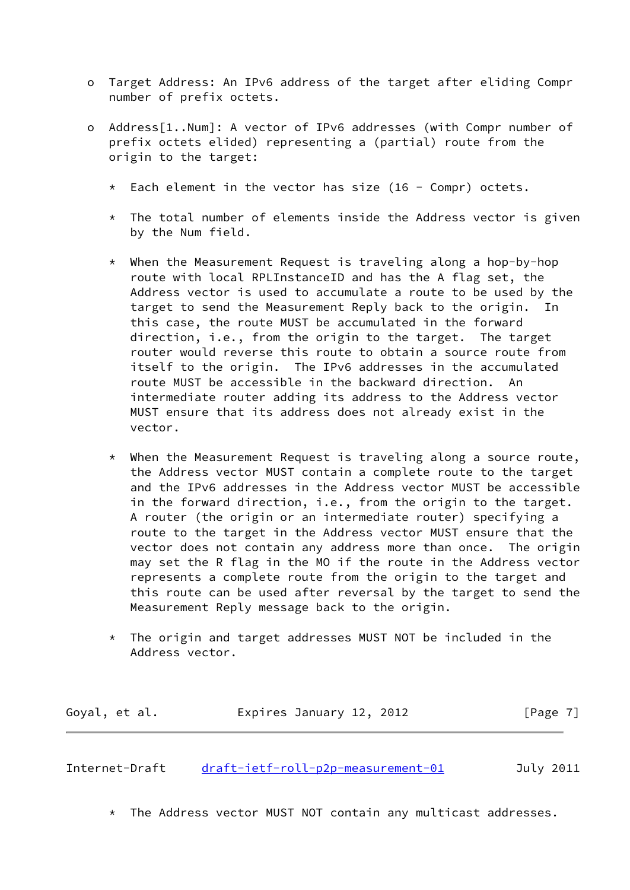- Target Address: An IPv6 address of the target after eliding Compr number of prefix octets.

- Address[1..Num]: A vector of IPv6 addresses (with Compr number of prefix octets elided) representing a (partial) route from the origin to the target:

  * Each element in the vector has size (16 - Compr) octets.

  * The total number of elements inside the Address vector is given by the Num field.

  * When the Measurement Request is traveling along a hop-by-hop route with local RPLInstanceID and has the A flag set, the Address vector is used to accumulate a route to be used by the target to send the Measurement Reply back to the origin. In this case, the route MUST be accumulated in the forward direction, i.e., from the origin to the target. The target router would reverse this route to obtain a source route from itself to the origin. The IPv6 addresses in the accumulated route MUST be accessible in the backward direction. An intermediate router adding its address to the Address vector MUST ensure that its address does not already exist in the vector.

  * When the Measurement Request is traveling along a source route, the Address vector MUST contain a complete route to the target and the IPv6 addresses in the Address vector MUST be accessible in the forward direction, i.e., from the origin to the target. A router (the origin or an intermediate router) specifying a route to the target in the Address vector MUST ensure that the vector does not contain any address more than once. The origin may set the R flag in the MO if the route in the Address vector represents a complete route from the origin to the target and this route can be used after reversal by the target to send the Measurement Reply message back to the origin.

  * The origin and target addresses MUST NOT be included in the Address vector.

  * The Address vector MUST NOT contain any multicast addresses.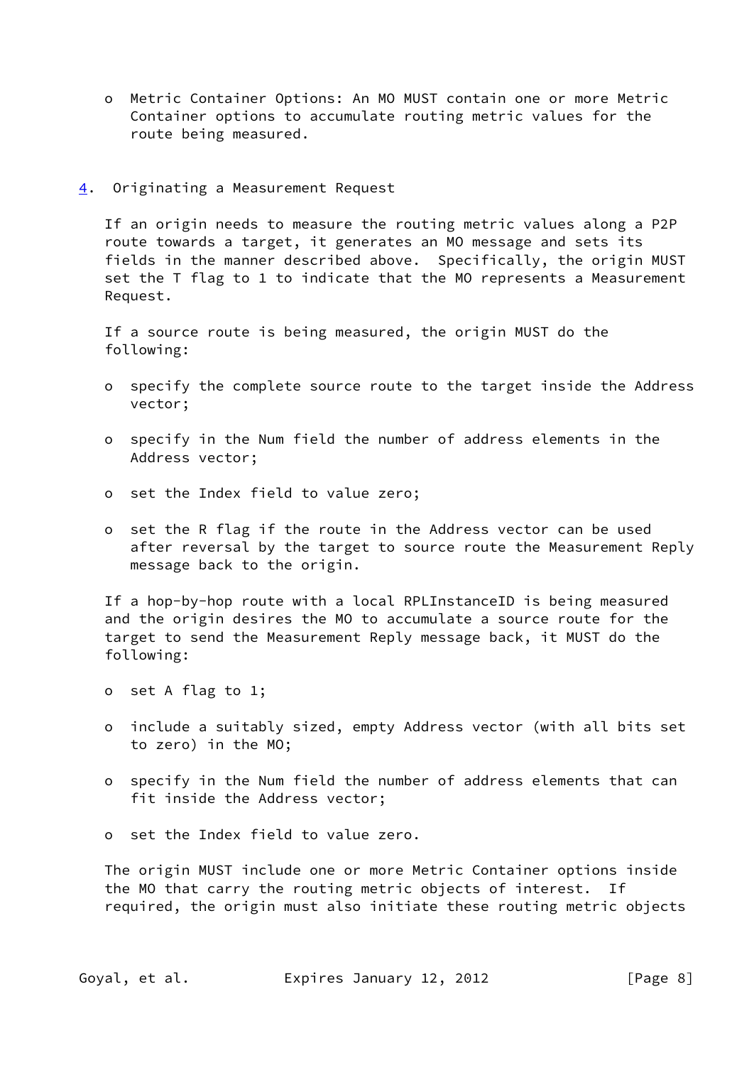- Metric Container Options: An MO MUST contain one or more Metric Container options to accumulate routing metric values for the route being measured.

## 4. Originating a Measurement Request

If an origin needs to measure the routing metric values along a P2P route towards a target, it generates an MO message and sets its fields in the manner described above. Specifically, the origin MUST set the T flag to 1 to indicate that the MO represents a Measurement Request.

If a source route is being measured, the origin MUST do the following:

- specify the complete source route to the target inside the Address vector;
- specify in the Num field the number of address elements in the Address vector;
- set the Index field to value zero;
- set the R flag if the route in the Address vector can be used after reversal by the target to source route the Measurement Reply message back to the origin.

If a hop-by-hop route with a local RPLInstanceID is being measured and the origin desires the MO to accumulate a source route for the target to send the Measurement Reply message back, it MUST do the following:

- set A flag to 1;
- include a suitably sized, empty Address vector (with all bits set to zero) in the MO;
- specify in the Num field the number of address elements that can fit inside the Address vector;
- set the Index field to value zero.

The origin MUST include one or more Metric Container options inside the MO that carry the routing metric objects of interest. If required, the origin must also initiate these routing metric objects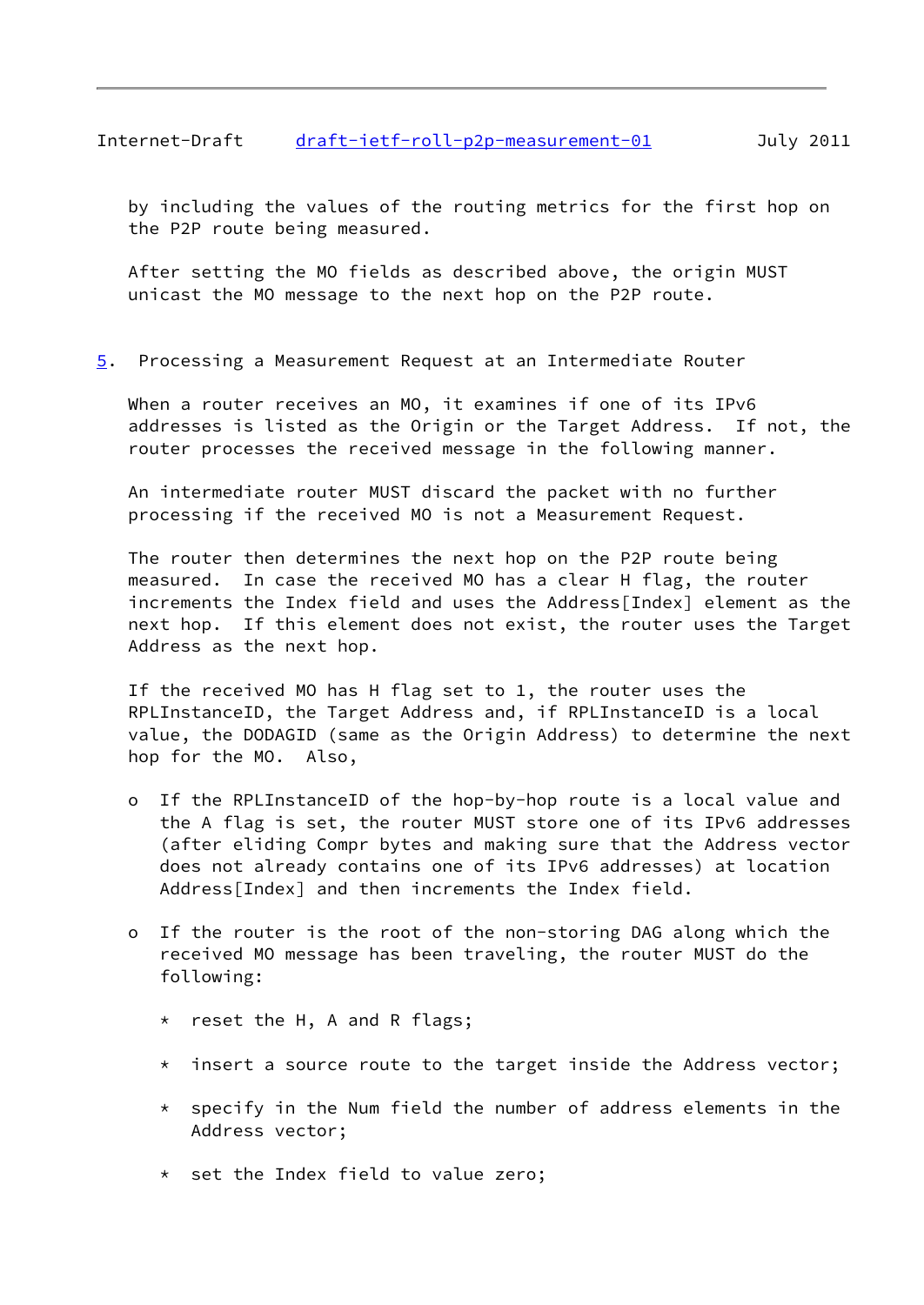by including the values of the routing metrics for the first hop on the P2P route being measured.

After setting the MO fields as described above, the origin MUST unicast the MO message to the next hop on the P2P route.

## 5. Processing a Measurement Request at an Intermediate Router

When a router receives an MO, it examines if one of its IPv6 addresses is listed as the Origin or the Target Address. If not, the router processes the received message in the following manner.

An intermediate router MUST discard the packet with no further processing if the received MO is not a Measurement Request.

The router then determines the next hop on the P2P route being measured. In case the received MO has a clear H flag, the router increments the Index field and uses the Address[Index] element as the next hop. If this element does not exist, the router uses the Target Address as the next hop.

If the received MO has H flag set to 1, the router uses the RPLInstanceID, the Target Address and, if RPLInstanceID is a local value, the DODAGID (same as the Origin Address) to determine the next hop for the MO. Also,

- If the RPLInstanceID of the hop-by-hop route is a local value and the A flag is set, the router MUST store one of its IPv6 addresses (after eliding Compr bytes and making sure that the Address vector does not already contains one of its IPv6 addresses) at location Address[Index] and then increments the Index field.

- If the router is the root of the non-storing DAG along which the received MO message has been traveling, the router MUST do the following:

  * reset the H, A and R flags;

  * insert a source route to the target inside the Address vector;

  * specify in the Num field the number of address elements in the Address vector;

  * set the Index field to value zero;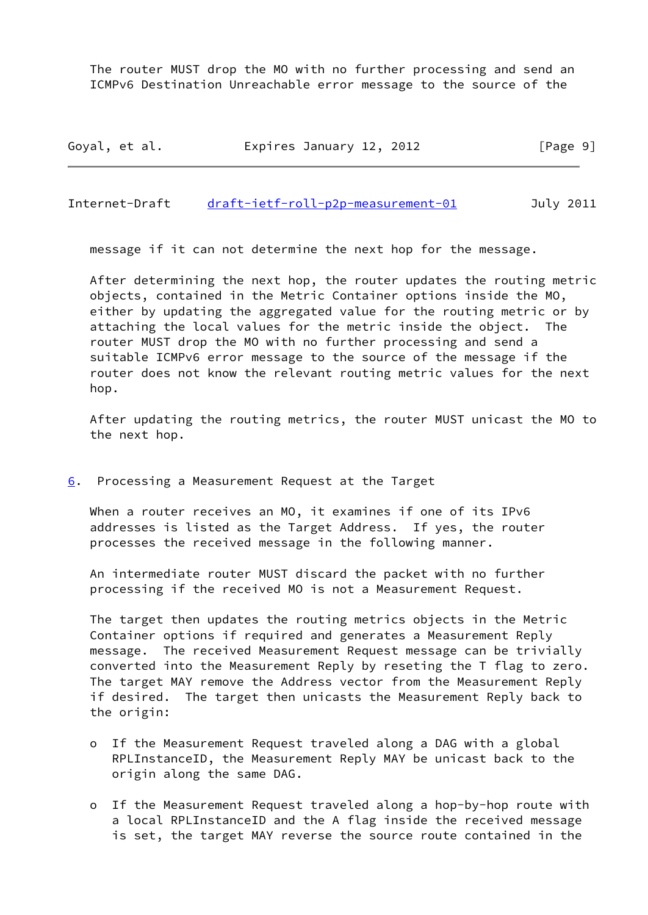The router MUST drop the MO with no further processing and send an ICMPv6 Destination Unreachable error message to the source of the message if it can not determine the next hop for the message.

After determining the next hop, the router updates the routing metric objects, contained in the Metric Container options inside the MO, either by updating the aggregated value for the routing metric or by attaching the local values for the metric inside the object. The router MUST drop the MO with no further processing and send a suitable ICMPv6 error message to the source of the message if the router does not know the relevant routing metric values for the next hop.

After updating the routing metrics, the router MUST unicast the MO to the next hop.

## 6. Processing a Measurement Request at the Target

When a router receives an MO, it examines if one of its IPv6 addresses is listed as the Target Address. If yes, the router processes the received message in the following manner.

An intermediate router MUST discard the packet with no further processing if the received MO is not a Measurement Request.

The target then updates the routing metrics objects in the Metric Container options if required and generates a Measurement Reply message. The received Measurement Request message can be trivially converted into the Measurement Reply by reseting the T flag to zero. The target MAY remove the Address vector from the Measurement Reply if desired. The target then unicasts the Measurement Reply back to the origin:

- If the Measurement Request traveled along a DAG with a global RPLInstanceID, the Measurement Reply MAY be unicast back to the origin along the same DAG.

- If the Measurement Request traveled along a hop-by-hop route with a local RPLInstanceID and the A flag inside the received message is set, the target MAY reverse the source route contained in the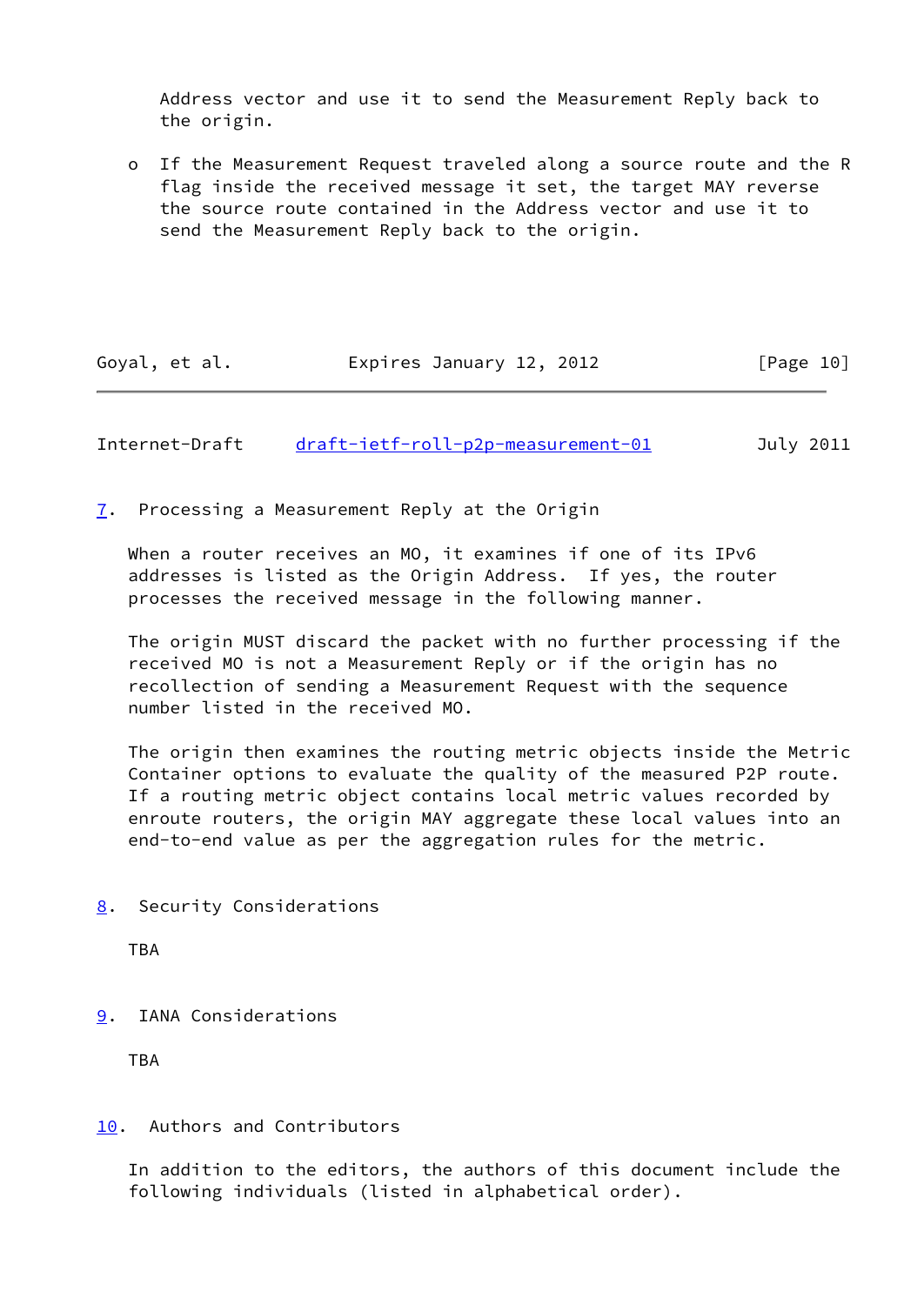Address vector and use it to send the Measurement Reply back to the origin.

- If the Measurement Request traveled along a source route and the R flag inside the received message it set, the target MAY reverse the source route contained in the Address vector and use it to send the Measurement Reply back to the origin.

## 7. Processing a Measurement Reply at the Origin

When a router receives an MO, it examines if one of its IPv6 addresses is listed as the Origin Address. If yes, the router processes the received message in the following manner.

The origin MUST discard the packet with no further processing if the received MO is not a Measurement Reply or if the origin has no recollection of sending a Measurement Request with the sequence number listed in the received MO.

The origin then examines the routing metric objects inside the Metric Container options to evaluate the quality of the measured P2P route. If a routing metric object contains local metric values recorded by enroute routers, the origin MAY aggregate these local values into an end-to-end value as per the aggregation rules for the metric.

## 8. Security Considerations

TBA

## 9. IANA Considerations

TBA

## 10. Authors and Contributors

In addition to the editors, the authors of this document include the following individuals (listed in alphabetical order).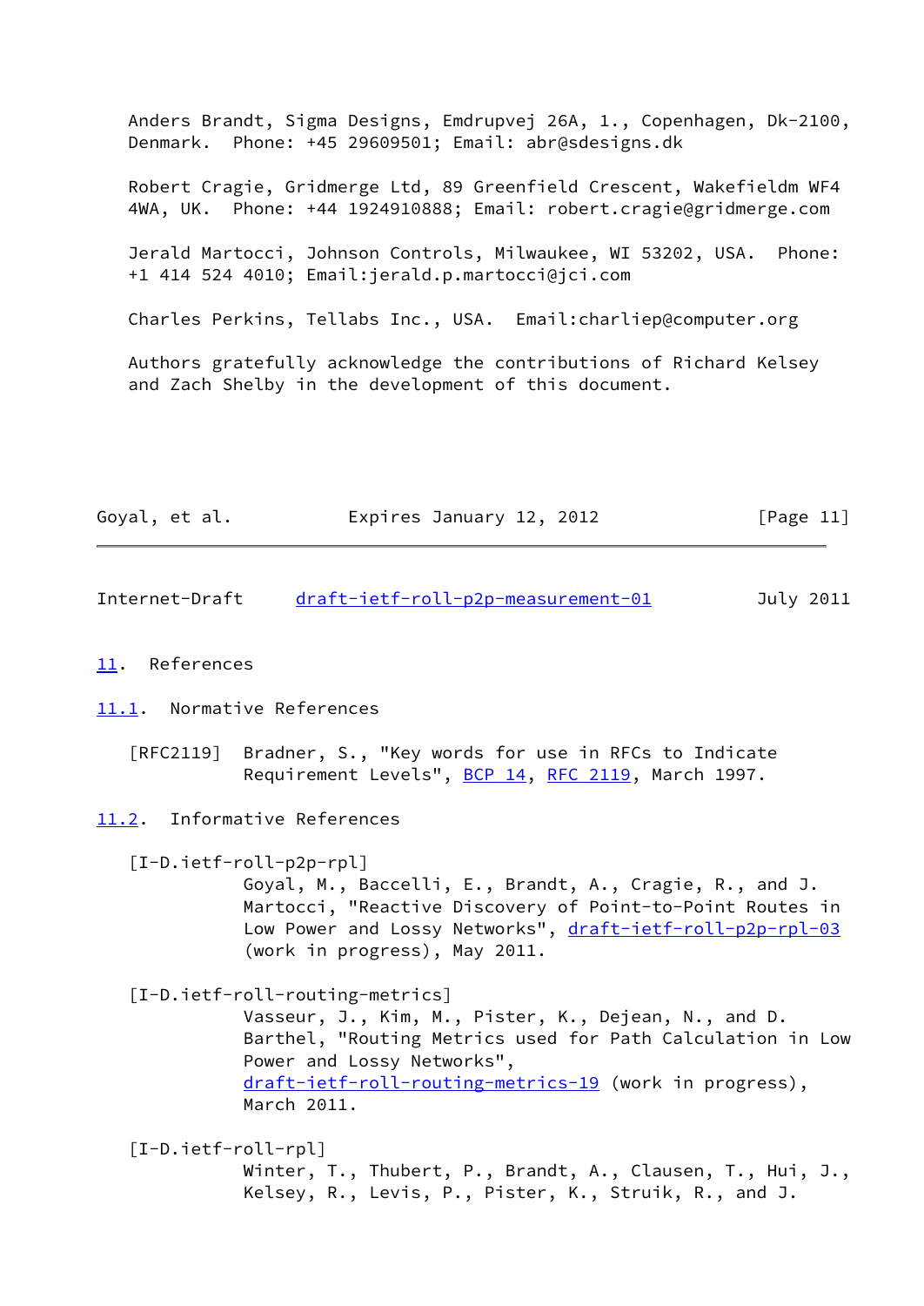Anders Brandt, Sigma Designs, Emdrupvej 26A, 1., Copenhagen, Dk-2100, Denmark. Phone: +45 29609501; Email: abr@sdesigns.dk

Robert Cragie, Gridmerge Ltd, 89 Greenfield Crescent, Wakefieldm WF4 4WA, UK. Phone: +44 1924910888; Email: robert.cragie@gridmerge.com

Jerald Martocci, Johnson Controls, Milwaukee, WI 53202, USA. Phone: +1 414 524 4010; Email:jerald.p.martocci@jci.com

Charles Perkins, Tellabs Inc., USA. Email:charliep@computer.org

Authors gratefully acknowledge the contributions of Richard Kelsey and Zach Shelby in the development of this document.

## 11. References

### 11.1. Normative References

[RFC2119] Bradner, S., "Key words for use in RFCs to Indicate Requirement Levels", BCP 14, RFC 2119, March 1997.

### 11.2. Informative References

[I-D.ietf-roll-p2p-rpl]
Goyal, M., Baccelli, E., Brandt, A., Cragie, R., and J. Martocci, "Reactive Discovery of Point-to-Point Routes in Low Power and Lossy Networks", draft-ietf-roll-p2p-rpl-03 (work in progress), May 2011.

[I-D.ietf-roll-routing-metrics]
Vasseur, J., Kim, M., Pister, K., Dejean, N., and D. Barthel, "Routing Metrics used for Path Calculation in Low Power and Lossy Networks", draft-ietf-roll-routing-metrics-19 (work in progress), March 2011.

[I-D.ietf-roll-rpl]
Winter, T., Thubert, P., Brandt, A., Clausen, T., Hui, J., Kelsey, R., Levis, P., Pister, K., Struik, R., and J.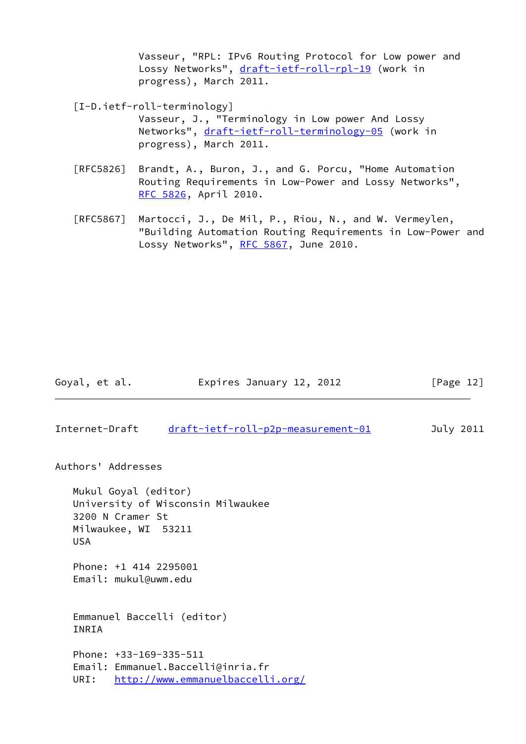Vasseur, "RPL: IPv6 Routing Protocol for Low power and Lossy Networks", draft-ietf-roll-rpl-19 (work in progress), March 2011.

[I-D.ietf-roll-terminology]
Vasseur, J., "Terminology in Low power And Lossy Networks", draft-ietf-roll-terminology-05 (work in progress), March 2011.

[RFC5826] Brandt, A., Buron, J., and G. Porcu, "Home Automation Routing Requirements in Low-Power and Lossy Networks", RFC 5826, April 2010.

[RFC5867] Martocci, J., De Mil, P., Riou, N., and W. Vermeylen, "Building Automation Routing Requirements in Low-Power and Lossy Networks", RFC 5867, June 2010.

## Authors' Addresses

Mukul Goyal (editor)
University of Wisconsin Milwaukee
3200 N Cramer St
Milwaukee, WI 53211
USA

Phone: +1 414 2295001
Email: mukul@uwm.edu

Emmanuel Baccelli (editor)
INRIA

Phone: +33-169-335-511
Email: Emmanuel.Baccelli@inria.fr
URI: http://www.emmanuelbaccelli.org/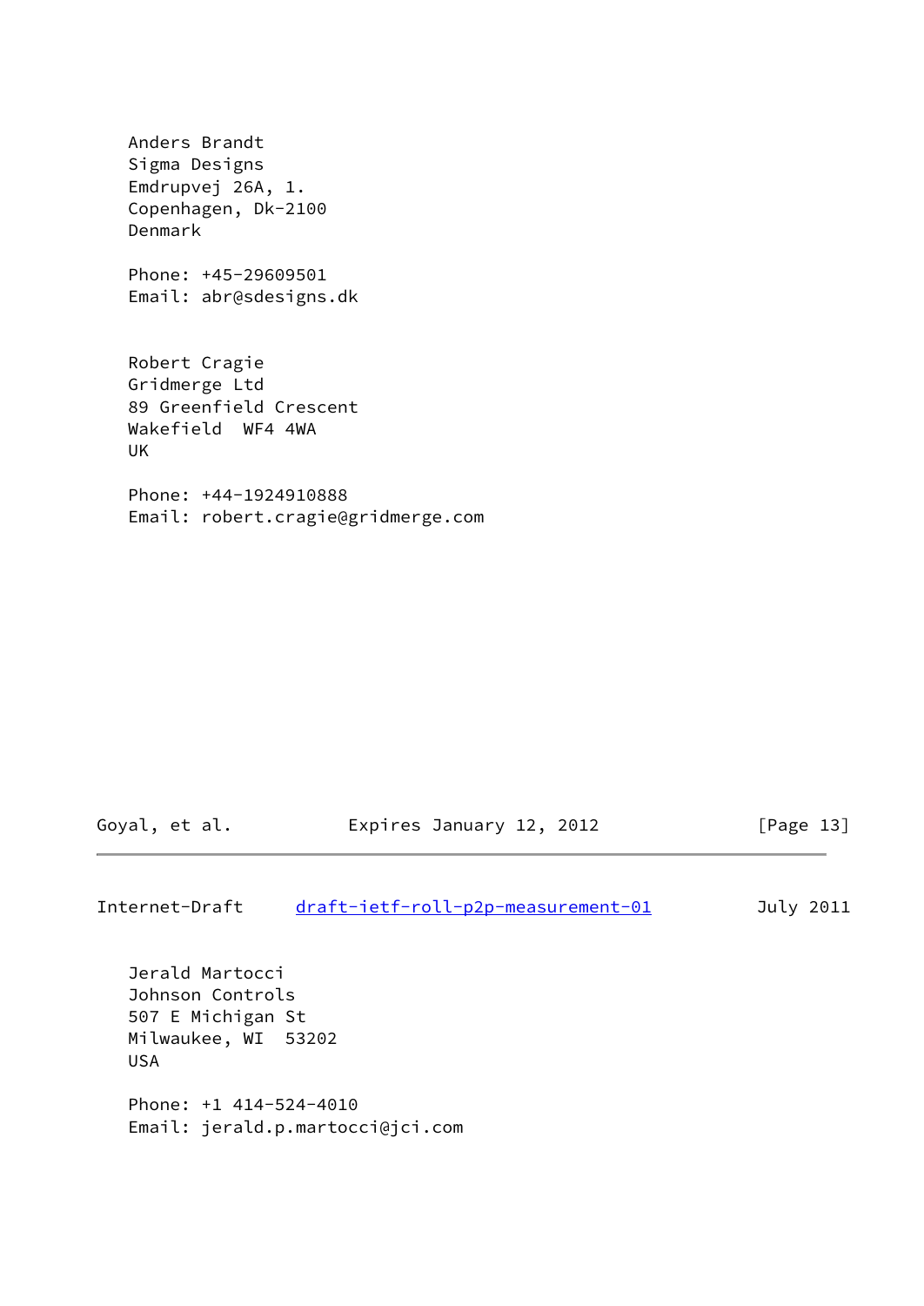Anders Brandt
Sigma Designs
Emdrupvej 26A, 1.
Copenhagen, Dk-2100
Denmark

Phone: +45-29609501
Email: abr@sdesigns.dk

Robert Cragie
Gridmerge Ltd
89 Greenfield Crescent
Wakefield  WF4 4WA
UK

Phone: +44-1924910888
Email: robert.cragie@gridmerge.com

Jerald Martocci
Johnson Controls
507 E Michigan St
Milwaukee, WI  53202
USA

Phone: +1 414-524-4010
Email: jerald.p.martocci@jci.com